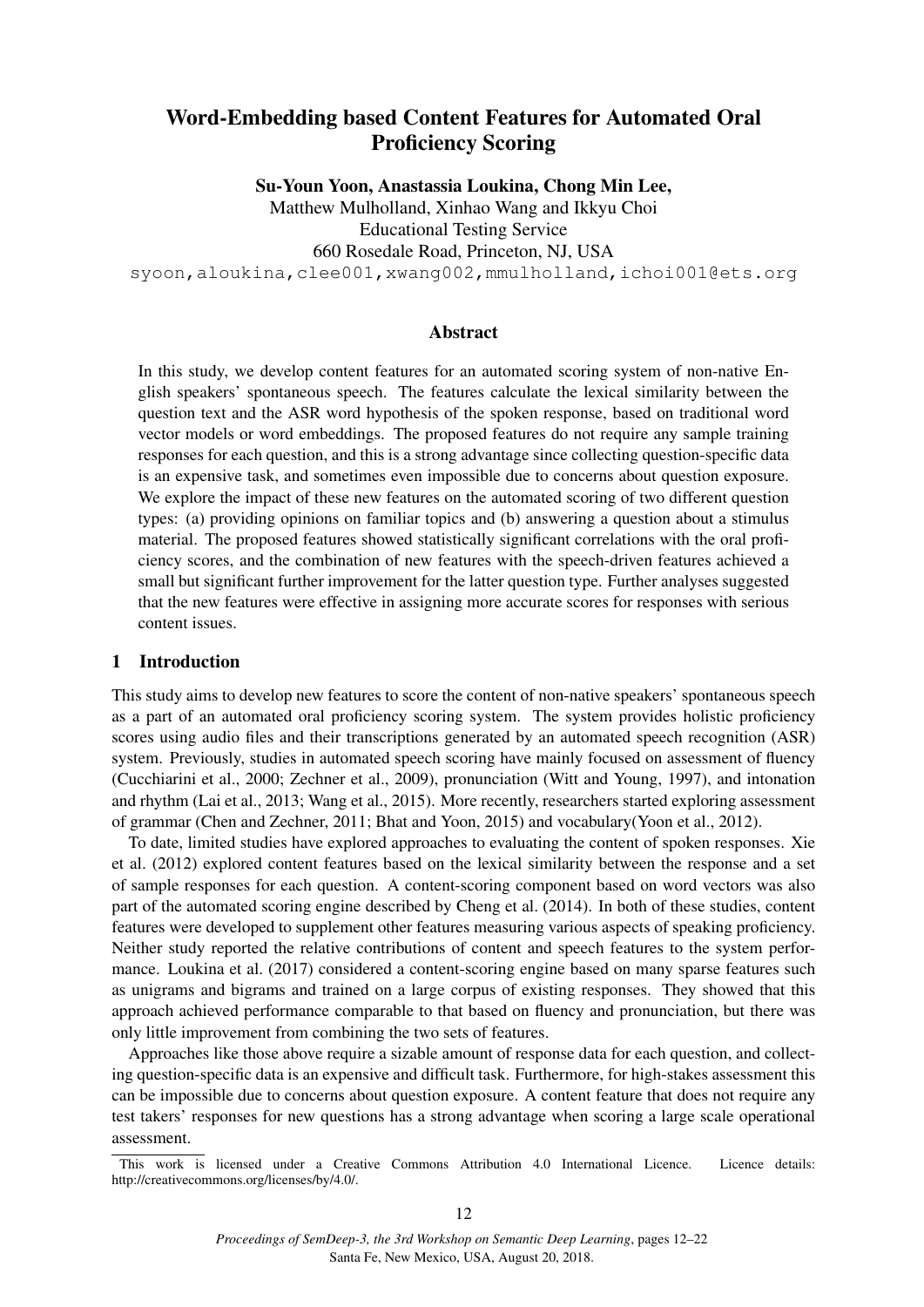# Word-Embedding based Content Features for Automated Oral Proficiency Scoring

**Su-Youn Yoon, Anastassia Loukina, Chong Min Lee,**
Matthew Mulholland, Xinhao Wang and Ikkyu Choi
Educational Testing Service
660 Rosedale Road, Princeton, NJ, USA
syoon,aloukina,clee001,xwang002,mmulholland,ichoi001@ets.org

## Abstract

In this study, we develop content features for an automated scoring system of non-native English speakers' spontaneous speech. The features calculate the lexical similarity between the question text and the ASR word hypothesis of the spoken response, based on traditional word vector models or word embeddings. The proposed features do not require any sample training responses for each question, and this is a strong advantage since collecting question-specific data is an expensive task, and sometimes even impossible due to concerns about question exposure. We explore the impact of these new features on the automated scoring of two different question types: (a) providing opinions on familiar topics and (b) answering a question about a stimulus material. The proposed features showed statistically significant correlations with the oral proficiency scores, and the combination of new features with the speech-driven features achieved a small but significant further improvement for the latter question type. Further analyses suggested that the new features were effective in assigning more accurate scores for responses with serious content issues.

## 1 Introduction

This study aims to develop new features to score the content of non-native speakers' spontaneous speech as a part of an automated oral proficiency scoring system. The system provides holistic proficiency scores using audio files and their transcriptions generated by an automated speech recognition (ASR) system. Previously, studies in automated speech scoring have mainly focused on assessment of fluency (Cucchiarini et al., 2000; Zechner et al., 2009), pronunciation (Witt and Young, 1997), and intonation and rhythm (Lai et al., 2013; Wang et al., 2015). More recently, researchers started exploring assessment of grammar (Chen and Zechner, 2011; Bhat and Yoon, 2015) and vocabulary(Yoon et al., 2012).

To date, limited studies have explored approaches to evaluating the content of spoken responses. Xie et al. (2012) explored content features based on the lexical similarity between the response and a set of sample responses for each question. A content-scoring component based on word vectors was also part of the automated scoring engine described by Cheng et al. (2014). In both of these studies, content features were developed to supplement other features measuring various aspects of speaking proficiency. Neither study reported the relative contributions of content and speech features to the system performance. Loukina et al. (2017) considered a content-scoring engine based on many sparse features such as unigrams and bigrams and trained on a large corpus of existing responses. They showed that this approach achieved performance comparable to that based on fluency and pronunciation, but there was only little improvement from combining the two sets of features.

Approaches like those above require a sizable amount of response data for each question, and collecting question-specific data is an expensive and difficult task. Furthermore, for high-stakes assessment this can be impossible due to concerns about question exposure. A content feature that does not require any test takers' responses for new questions has a strong advantage when scoring a large scale operational assessment.

This work is licensed under a Creative Commons Attribution 4.0 International Licence. Licence details: http://creativecommons.org/licenses/by/4.0/.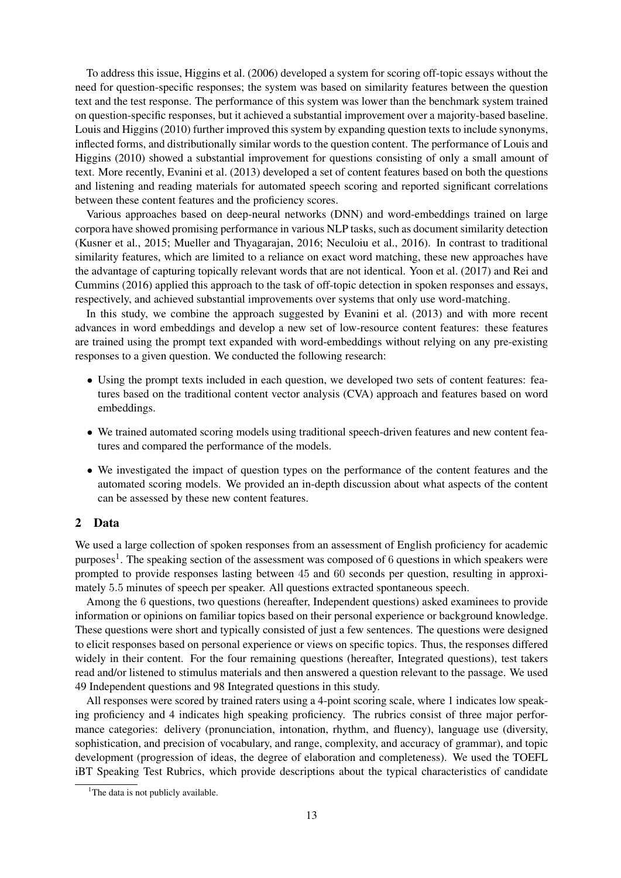To address this issue, Higgins et al. (2006) developed a system for scoring off-topic essays without the need for question-specific responses; the system was based on similarity features between the question text and the test response. The performance of this system was lower than the benchmark system trained on question-specific responses, but it achieved a substantial improvement over a majority-based baseline. Louis and Higgins (2010) further improved this system by expanding question texts to include synonyms, inflected forms, and distributionally similar words to the question content. The performance of Louis and Higgins (2010) showed a substantial improvement for questions consisting of only a small amount of text. More recently, Evanini et al. (2013) developed a set of content features based on both the questions and listening and reading materials for automated speech scoring and reported significant correlations between these content features and the proficiency scores.

Various approaches based on deep-neural networks (DNN) and word-embeddings trained on large corpora have showed promising performance in various NLP tasks, such as document similarity detection (Kusner et al., 2015; Mueller and Thyagarajan, 2016; Neculoiu et al., 2016). In contrast to traditional similarity features, which are limited to a reliance on exact word matching, these new approaches have the advantage of capturing topically relevant words that are not identical. Yoon et al. (2017) and Rei and Cummins (2016) applied this approach to the task of off-topic detection in spoken responses and essays, respectively, and achieved substantial improvements over systems that only use word-matching.

In this study, we combine the approach suggested by Evanini et al. (2013) and with more recent advances in word embeddings and develop a new set of low-resource content features: these features are trained using the prompt text expanded with word-embeddings without relying on any pre-existing responses to a given question. We conducted the following research:

- Using the prompt texts included in each question, we developed two sets of content features: features based on the traditional content vector analysis (CVA) approach and features based on word embeddings.
- We trained automated scoring models using traditional speech-driven features and new content features and compared the performance of the models.
- We investigated the impact of question types on the performance of the content features and the automated scoring models. We provided an in-depth discussion about what aspects of the content can be assessed by these new content features.

## 2 Data

We used a large collection of spoken responses from an assessment of English proficiency for academic purposes[1]. The speaking section of the assessment was composed of 6 questions in which speakers were prompted to provide responses lasting between 45 and 60 seconds per question, resulting in approximately 5.5 minutes of speech per speaker. All questions extracted spontaneous speech.

Among the 6 questions, two questions (hereafter, Independent questions) asked examinees to provide information or opinions on familiar topics based on their personal experience or background knowledge. These questions were short and typically consisted of just a few sentences. The questions were designed to elicit responses based on personal experience or views on specific topics. Thus, the responses differed widely in their content. For the four remaining questions (hereafter, Integrated questions), test takers read and/or listened to stimulus materials and then answered a question relevant to the passage. We used 49 Independent questions and 98 Integrated questions in this study.

All responses were scored by trained raters using a 4-point scoring scale, where 1 indicates low speaking proficiency and 4 indicates high speaking proficiency. The rubrics consist of three major performance categories: delivery (pronunciation, intonation, rhythm, and fluency), language use (diversity, sophistication, and precision of vocabulary, and range, complexity, and accuracy of grammar), and topic development (progression of ideas, the degree of elaboration and completeness). We used the TOEFL iBT Speaking Test Rubrics, which provide descriptions about the typical characteristics of candidate

[1] The data is not publicly available.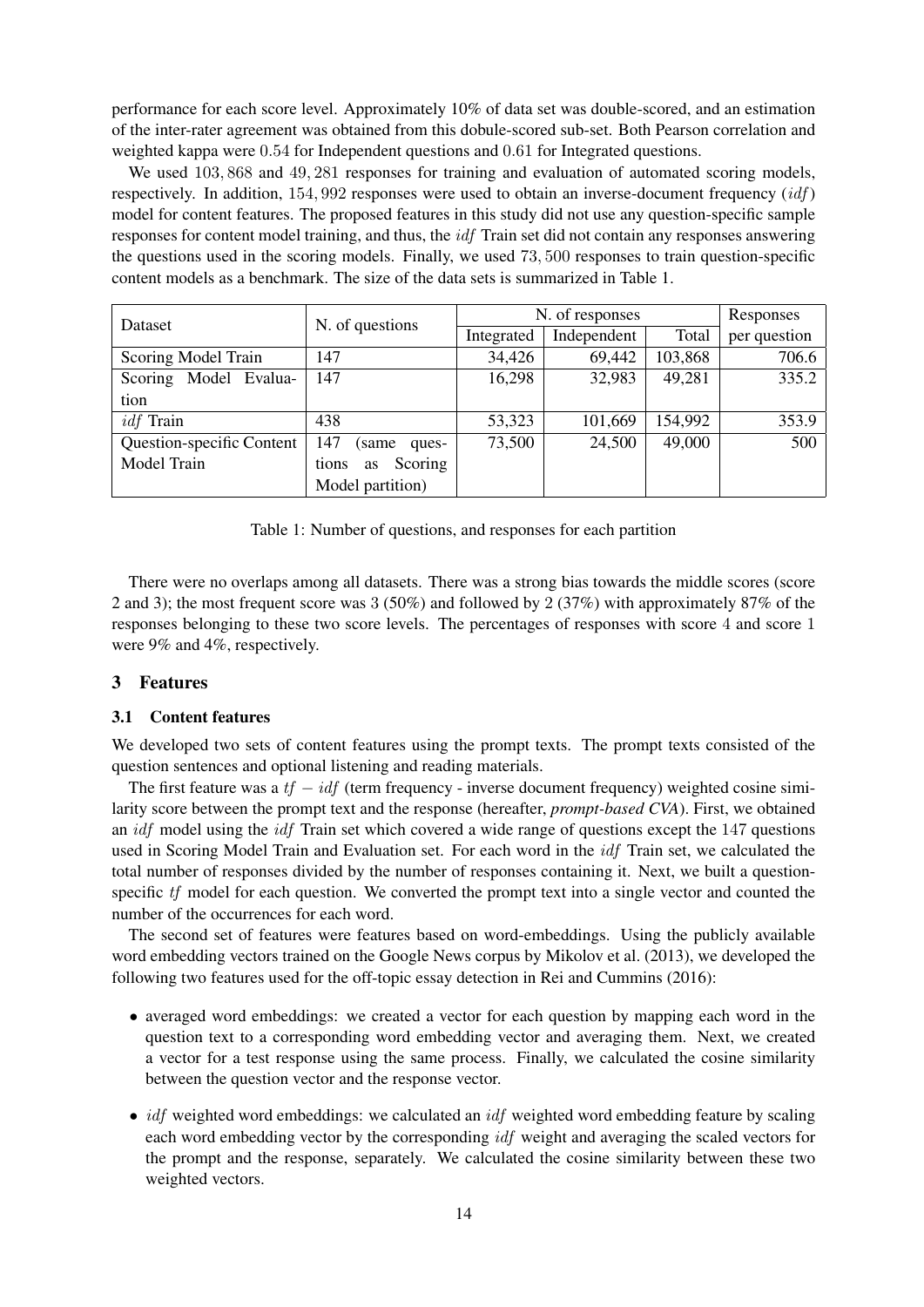performance for each score level. Approximately 10% of data set was double-scored, and an estimation of the inter-rater agreement was obtained from this dobule-scored sub-set. Both Pearson correlation and weighted kappa were $0.54$ for Independent questions and $0.61$ for Integrated questions.

We used $103,868$ and $49,281$ responses for training and evaluation of automated scoring models, respectively. In addition, $154,992$ responses were used to obtain an inverse-document frequency ($idf$) model for content features. The proposed features in this study did not use any question-specific sample responses for content model training, and thus, the $idf$ Train set did not contain any responses answering the questions used in the scoring models. Finally, we used $73,500$ responses to train question-specific content models as a benchmark. The size of the data sets is summarized in Table 1.

| Dataset | N. of questions | N. of responses | | | Responses |
|---|---|---|---|---|---|
| | | Integrated | Independent | Total | per question |
| Scoring Model Train | 147 | 34,426 | 69,442 | 103,868 | 706.6 |
| Scoring Model Evaluation | 147 | 16,298 | 32,983 | 49,281 | 335.2 |
| $idf$ Train | 438 | 53,323 | 101,669 | 154,992 | 353.9 |
| Question-specific Content Model Train | 147 (same questions as Scoring Model partition) | 73,500 | 24,500 | 49,000 | 500 |

Table 1: Number of questions, and responses for each partition

There were no overlaps among all datasets. There was a strong bias towards the middle scores (score 2 and 3); the most frequent score was 3 (50%) and followed by 2 (37%) with approximately 87% of the responses belonging to these two score levels. The percentages of responses with score $4$ and score $1$ were 9% and 4%, respectively.

## 3 Features

### 3.1 Content features

We developed two sets of content features using the prompt texts. The prompt texts consisted of the question sentences and optional listening and reading materials.

The first feature was a $tf - idf$ (term frequency - inverse document frequency) weighted cosine similarity score between the prompt text and the response (hereafter, *prompt-based CVA*). First, we obtained an $idf$ model using the $idf$ Train set which covered a wide range of questions except the $147$ questions used in Scoring Model Train and Evaluation set. For each word in the $idf$ Train set, we calculated the total number of responses divided by the number of responses containing it. Next, we built a question-specific $tf$ model for each question. We converted the prompt text into a single vector and counted the number of the occurrences for each word.

The second set of features were features based on word-embeddings. Using the publicly available word embedding vectors trained on the Google News corpus by Mikolov et al. (2013), we developed the following two features used for the off-topic essay detection in Rei and Cummins (2016):

- averaged word embeddings: we created a vector for each question by mapping each word in the question text to a corresponding word embedding vector and averaging them. Next, we created a vector for a test response using the same process. Finally, we calculated the cosine similarity between the question vector and the response vector.
- $idf$ weighted word embeddings: we calculated an $idf$ weighted word embedding feature by scaling each word embedding vector by the corresponding $idf$ weight and averaging the scaled vectors for the prompt and the response, separately. We calculated the cosine similarity between these two weighted vectors.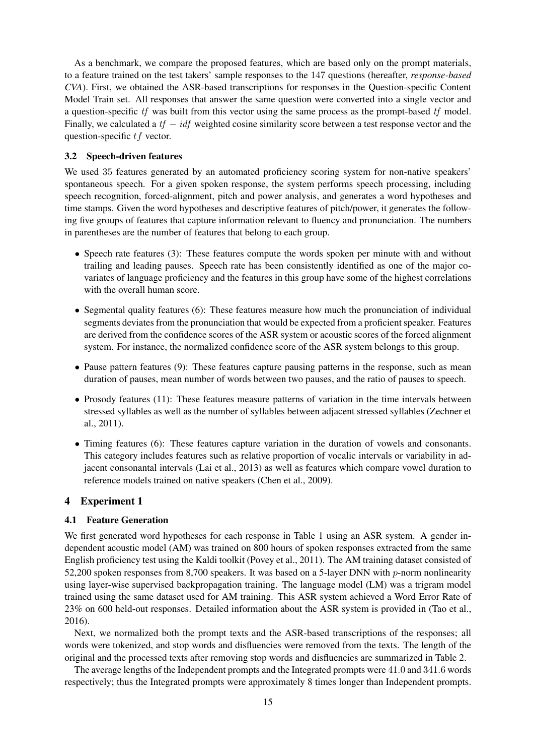As a benchmark, we compare the proposed features, which are based only on the prompt materials, to a feature trained on the test takers' sample responses to the 147 questions (hereafter, *response-based CVA*). First, we obtained the ASR-based transcriptions for responses in the Question-specific Content Model Train set. All responses that answer the same question were converted into a single vector and a question-specific $tf$ was built from this vector using the same process as the prompt-based $tf$ model. Finally, we calculated a $tf - idf$ weighted cosine similarity score between a test response vector and the question-specific $tf$ vector.

### 3.2 Speech-driven features

We used 35 features generated by an automated proficiency scoring system for non-native speakers' spontaneous speech. For a given spoken response, the system performs speech processing, including speech recognition, forced-alignment, pitch and power analysis, and generates a word hypotheses and time stamps. Given the word hypotheses and descriptive features of pitch/power, it generates the following five groups of features that capture information relevant to fluency and pronunciation. The numbers in parentheses are the number of features that belong to each group.

- Speech rate features (3): These features compute the words spoken per minute with and without trailing and leading pauses. Speech rate has been consistently identified as one of the major covariates of language proficiency and the features in this group have some of the highest correlations with the overall human score.
- Segmental quality features (6): These features measure how much the pronunciation of individual segments deviates from the pronunciation that would be expected from a proficient speaker. Features are derived from the confidence scores of the ASR system or acoustic scores of the forced alignment system. For instance, the normalized confidence score of the ASR system belongs to this group.
- Pause pattern features (9): These features capture pausing patterns in the response, such as mean duration of pauses, mean number of words between two pauses, and the ratio of pauses to speech.
- Prosody features (11): These features measure patterns of variation in the time intervals between stressed syllables as well as the number of syllables between adjacent stressed syllables (Zechner et al., 2011).
- Timing features (6): These features capture variation in the duration of vowels and consonants. This category includes features such as relative proportion of vocalic intervals or variability in adjacent consonantal intervals (Lai et al., 2013) as well as features which compare vowel duration to reference models trained on native speakers (Chen et al., 2009).

## 4 Experiment 1

### 4.1 Feature Generation

We first generated word hypotheses for each response in Table 1 using an ASR system. A gender independent acoustic model (AM) was trained on 800 hours of spoken responses extracted from the same English proficiency test using the Kaldi toolkit (Povey et al., 2011). The AM training dataset consisted of 52,200 spoken responses from 8,700 speakers. It was based on a 5-layer DNN with $p$-norm nonlinearity using layer-wise supervised backpropagation training. The language model (LM) was a trigram model trained using the same dataset used for AM training. This ASR system achieved a Word Error Rate of 23% on 600 held-out responses. Detailed information about the ASR system is provided in (Tao et al., 2016).

Next, we normalized both the prompt texts and the ASR-based transcriptions of the responses; all words were tokenized, and stop words and disfluencies were removed from the texts. The length of the original and the processed texts after removing stop words and disfluencies are summarized in Table 2.

The average lengths of the Independent prompts and the Integrated prompts were 41.0 and 341.6 words respectively; thus the Integrated prompts were approximately 8 times longer than Independent prompts.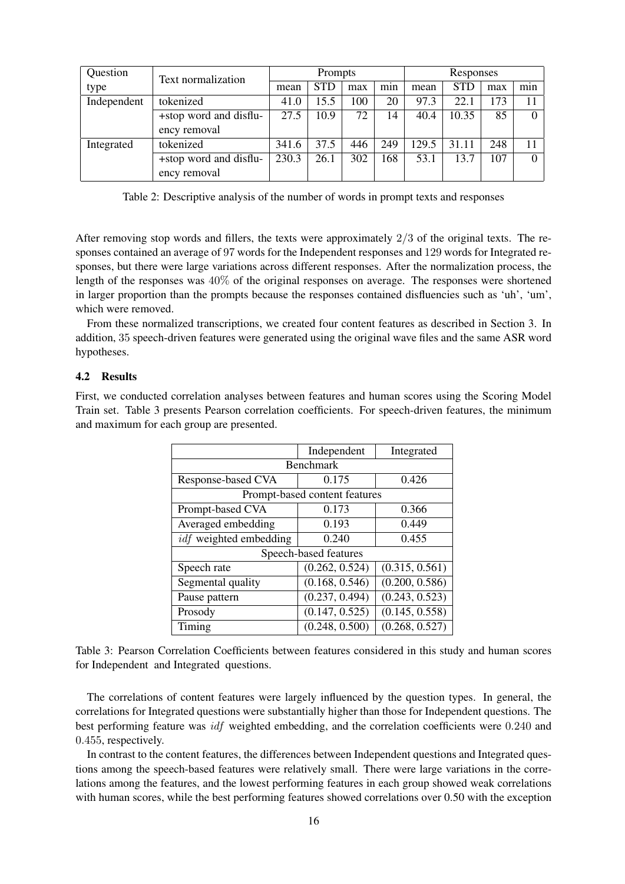| Question type | Text normalization | Prompts | | | | Responses | | | |
|---|---|---|---|---|---|---|---|---|---|
| | | mean | STD | max | min | mean | STD | max | min |
| Independent | tokenized | 41.0 | 15.5 | 100 | 20 | 97.3 | 22.1 | 173 | 11 |
| | +stop word and disfluency removal | 27.5 | 10.9 | 72 | 14 | 40.4 | 10.35 | 85 | 0 |
| Integrated | tokenized | 341.6 | 37.5 | 446 | 249 | 129.5 | 31.11 | 248 | 11 |
| | +stop word and disfluency removal | 230.3 | 26.1 | 302 | 168 | 53.1 | 13.7 | 107 | 0 |

Table 2: Descriptive analysis of the number of words in prompt texts and responses

After removing stop words and fillers, the texts were approximately $2/3$ of the original texts. The responses contained an average of 97 words for the Independent responses and 129 words for Integrated responses, but there were large variations across different responses. After the normalization process, the length of the responses was $40\%$ of the original responses on average. The responses were shortened in larger proportion than the prompts because the responses contained disfluencies such as 'uh', 'um', which were removed.

From these normalized transcriptions, we created four content features as described in Section 3. In addition, 35 speech-driven features were generated using the original wave files and the same ASR word hypotheses.

### 4.2 Results

First, we conducted correlation analyses between features and human scores using the Scoring Model Train set. Table 3 presents Pearson correlation coefficients. For speech-driven features, the minimum and maximum for each group are presented.

| | Independent | Integrated |
|---|---|---|
| Benchmark | | |
| Response-based CVA | 0.175 | 0.426 |
| Prompt-based content features | | |
| Prompt-based CVA | 0.173 | 0.366 |
| Averaged embedding | 0.193 | 0.449 |
| *idf* weighted embedding | 0.240 | 0.455 |
| Speech-based features | | |
| Speech rate | (0.262, 0.524) | (0.315, 0.561) |
| Segmental quality | (0.168, 0.546) | (0.200, 0.586) |
| Pause pattern | (0.237, 0.494) | (0.243, 0.523) |
| Prosody | (0.147, 0.525) | (0.145, 0.558) |
| Timing | (0.248, 0.500) | (0.268, 0.527) |

Table 3: Pearson Correlation Coefficients between features considered in this study and human scores for Independent and Integrated questions.

The correlations of content features were largely influenced by the question types. In general, the correlations for Integrated questions were substantially higher than those for Independent questions. The best performing feature was *idf* weighted embedding, and the correlation coefficients were 0.240 and 0.455, respectively.

In contrast to the content features, the differences between Independent questions and Integrated questions among the speech-based features were relatively small. There were large variations in the correlations among the features, and the lowest performing features in each group showed weak correlations with human scores, while the best performing features showed correlations over 0.50 with the exception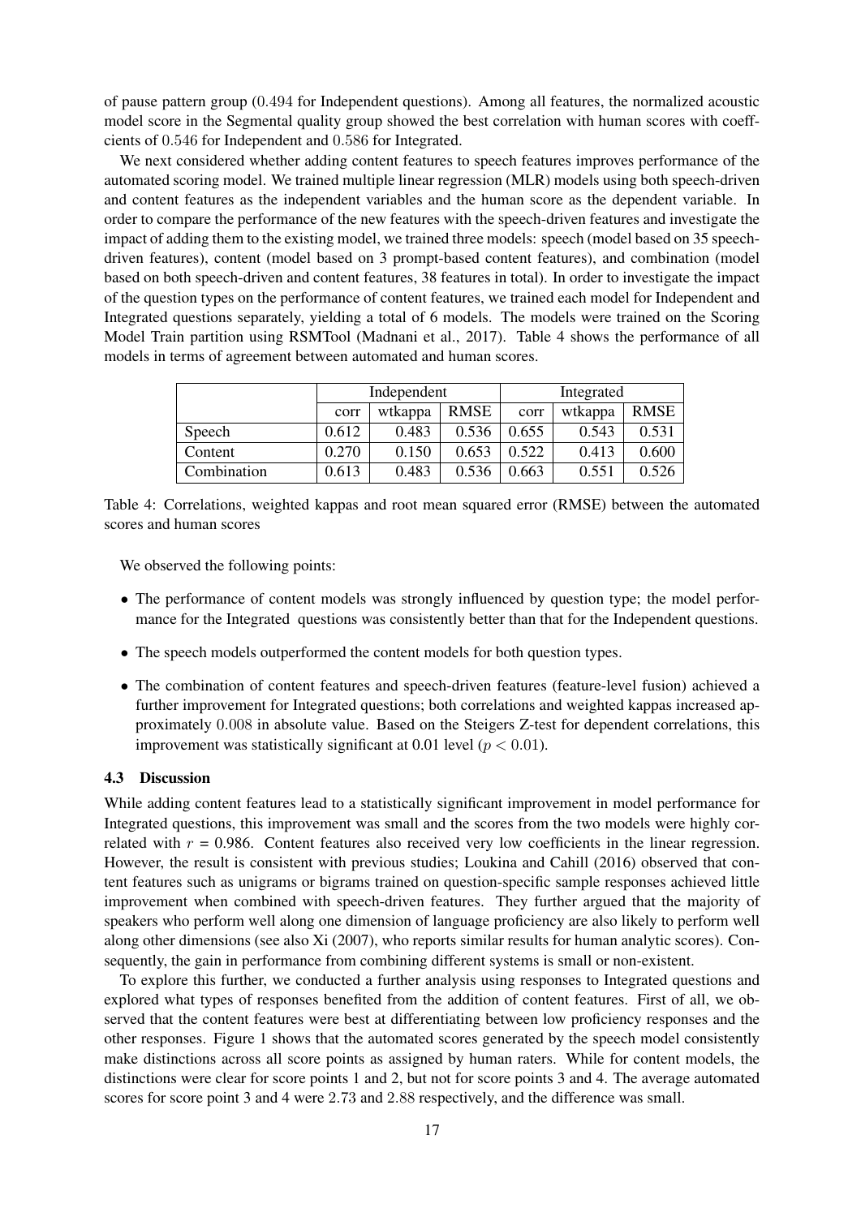of pause pattern group (0.494 for Independent questions). Among all features, the normalized acoustic model score in the Segmental quality group showed the best correlation with human scores with coeff-cients of 0.546 for Independent and 0.586 for Integrated.

We next considered whether adding content features to speech features improves performance of the automated scoring model. We trained multiple linear regression (MLR) models using both speech-driven and content features as the independent variables and the human score as the dependent variable. In order to compare the performance of the new features with the speech-driven features and investigate the impact of adding them to the existing model, we trained three models: speech (model based on 35 speech-driven features), content (model based on 3 prompt-based content features), and combination (model based on both speech-driven and content features, 38 features in total). In order to investigate the impact of the question types on the performance of content features, we trained each model for Independent and Integrated questions separately, yielding a total of 6 models. The models were trained on the Scoring Model Train partition using RSMTool (Madnani et al., 2017). Table 4 shows the performance of all models in terms of agreement between automated and human scores.

| | Independent | | | Integrated | | |
|---|---|---|---|---|---|---|
| | corr | wtkappa | RMSE | corr | wtkappa | RMSE |
| Speech | 0.612 | 0.483 | 0.536 | 0.655 | 0.543 | 0.531 |
| Content | 0.270 | 0.150 | 0.653 | 0.522 | 0.413 | 0.600 |
| Combination | 0.613 | 0.483 | 0.536 | 0.663 | 0.551 | 0.526 |

Table 4: Correlations, weighted kappas and root mean squared error (RMSE) between the automated scores and human scores

We observed the following points:

- The performance of content models was strongly influenced by question type; the model performance for the Integrated questions was consistently better than that for the Independent questions.
- The speech models outperformed the content models for both question types.
- The combination of content features and speech-driven features (feature-level fusion) achieved a further improvement for Integrated questions; both correlations and weighted kappas increased approximately 0.008 in absolute value. Based on the Steigers Z-test for dependent correlations, this improvement was statistically significant at 0.01 level ($p < 0.01$).

### 4.3 Discussion

While adding content features lead to a statistically significant improvement in model performance for Integrated questions, this improvement was small and the scores from the two models were highly correlated with $r$ = 0.986. Content features also received very low coefficients in the linear regression. However, the result is consistent with previous studies; Loukina and Cahill (2016) observed that content features such as unigrams or bigrams trained on question-specific sample responses achieved little improvement when combined with speech-driven features. They further argued that the majority of speakers who perform well along one dimension of language proficiency are also likely to perform well along other dimensions (see also Xi (2007), who reports similar results for human analytic scores). Consequently, the gain in performance from combining different systems is small or non-existent.

To explore this further, we conducted a further analysis using responses to Integrated questions and explored what types of responses benefited from the addition of content features. First of all, we observed that the content features were best at differentiating between low proficiency responses and the other responses. Figure 1 shows that the automated scores generated by the speech model consistently make distinctions across all score points as assigned by human raters. While for content models, the distinctions were clear for score points 1 and 2, but not for score points 3 and 4. The average automated scores for score point 3 and 4 were 2.73 and 2.88 respectively, and the difference was small.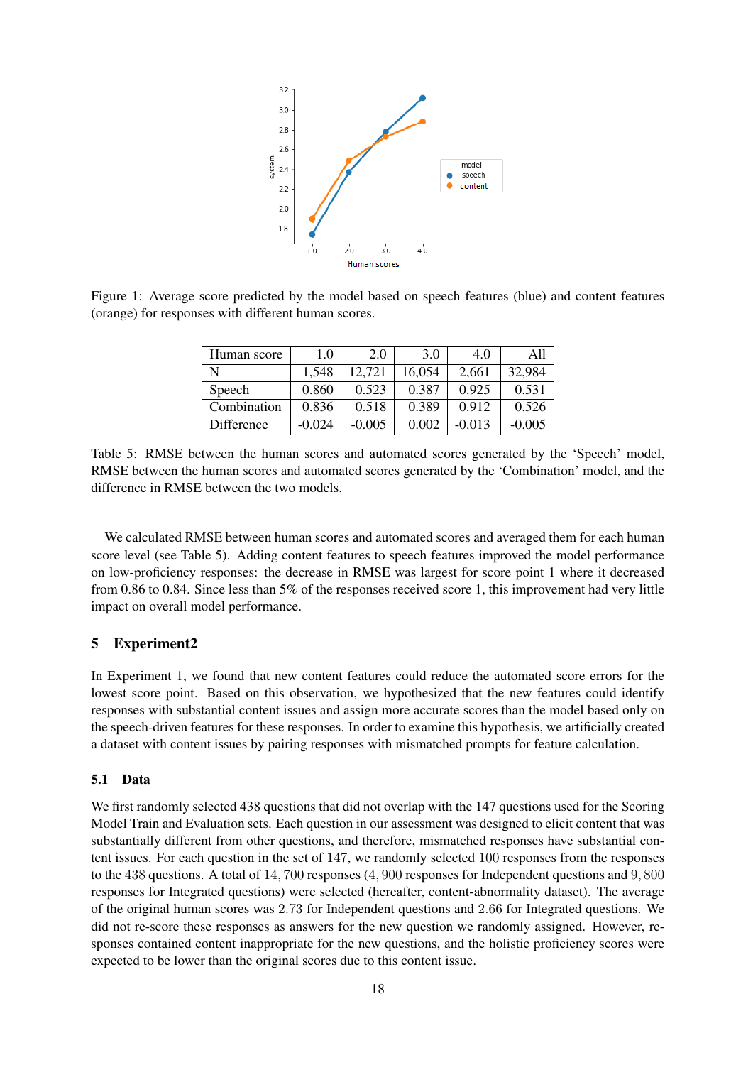Figure 1: Average score predicted by the model based on speech features (blue) and content features (orange) for responses with different human scores.

| Human score | 1.0 | 2.0 | 3.0 | 4.0 | All |
|---|---|---|---|---|---|
| N | 1,548 | 12,721 | 16,054 | 2,661 | 32,984 |
| Speech | 0.860 | 0.523 | 0.387 | 0.925 | 0.531 |
| Combination | 0.836 | 0.518 | 0.389 | 0.912 | 0.526 |
| Difference | -0.024 | -0.005 | 0.002 | -0.013 | -0.005 |

Table 5: RMSE between the human scores and automated scores generated by the 'Speech' model, RMSE between the human scores and automated scores generated by the 'Combination' model, and the difference in RMSE between the two models.

We calculated RMSE between human scores and automated scores and averaged them for each human score level (see Table 5). Adding content features to speech features improved the model performance on low-proficiency responses: the decrease in RMSE was largest for score point 1 where it decreased from 0.86 to 0.84. Since less than 5% of the responses received score 1, this improvement had very little impact on overall model performance.

## 5 Experiment2

In Experiment 1, we found that new content features could reduce the automated score errors for the lowest score point. Based on this observation, we hypothesized that the new features could identify responses with substantial content issues and assign more accurate scores than the model based only on the speech-driven features for these responses. In order to examine this hypothesis, we artificially created a dataset with content issues by pairing responses with mismatched prompts for feature calculation.

### 5.1 Data

We first randomly selected 438 questions that did not overlap with the 147 questions used for the Scoring Model Train and Evaluation sets. Each question in our assessment was designed to elicit content that was substantially different from other questions, and therefore, mismatched responses have substantial content issues. For each question in the set of 147, we randomly selected 100 responses from the responses to the 438 questions. A total of $14,700$ responses ($4,900$ responses for Independent questions and $9,800$ responses for Integrated questions) were selected (hereafter, content-abnormality dataset). The average of the original human scores was $2.73$ for Independent questions and $2.66$ for Integrated questions. We did not re-score these responses as answers for the new question we randomly assigned. However, responses contained content inappropriate for the new questions, and the holistic proficiency scores were expected to be lower than the original scores due to this content issue.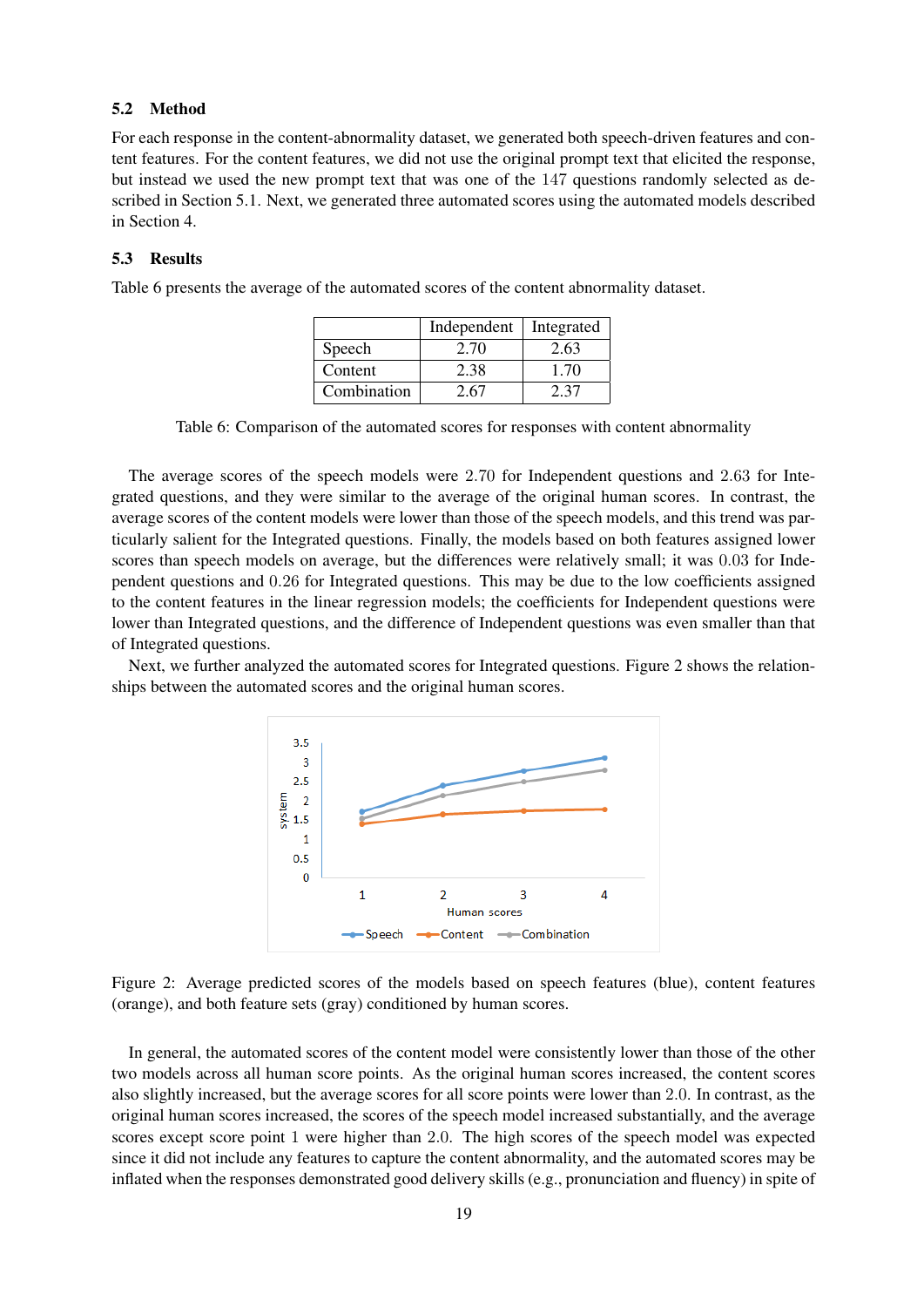### 5.2 Method

For each response in the content-abnormality dataset, we generated both speech-driven features and content features. For the content features, we did not use the original prompt text that elicited the response, but instead we used the new prompt text that was one of the 147 questions randomly selected as described in Section 5.1. Next, we generated three automated scores using the automated models described in Section 4.

### 5.3 Results

Table 6 presents the average of the automated scores of the content abnormality dataset.

| | Independent | Integrated |
|---|---|---|
| Speech | 2.70 | 2.63 |
| Content | 2.38 | 1.70 |
| Combination | 2.67 | 2.37 |

Table 6: Comparison of the automated scores for responses with content abnormality

The average scores of the speech models were 2.70 for Independent questions and 2.63 for Integrated questions, and they were similar to the average of the original human scores. In contrast, the average scores of the content models were lower than those of the speech models, and this trend was particularly salient for the Integrated questions. Finally, the models based on both features assigned lower scores than speech models on average, but the differences were relatively small; it was 0.03 for Independent questions and 0.26 for Integrated questions. This may be due to the low coefficients assigned to the content features in the linear regression models; the coefficients for Independent questions were lower than Integrated questions, and the difference of Independent questions was even smaller than that of Integrated questions.

Next, we further analyzed the automated scores for Integrated questions. Figure 2 shows the relationships between the automated scores and the original human scores.

Figure 2: Average predicted scores of the models based on speech features (blue), content features (orange), and both feature sets (gray) conditioned by human scores.

In general, the automated scores of the content model were consistently lower than those of the other two models across all human score points. As the original human scores increased, the content scores also slightly increased, but the average scores for all score points were lower than 2.0. In contrast, as the original human scores increased, the scores of the speech model increased substantially, and the average scores except score point 1 were higher than 2.0. The high scores of the speech model was expected since it did not include any features to capture the content abnormality, and the automated scores may be inflated when the responses demonstrated good delivery skills (e.g., pronunciation and fluency) in spite of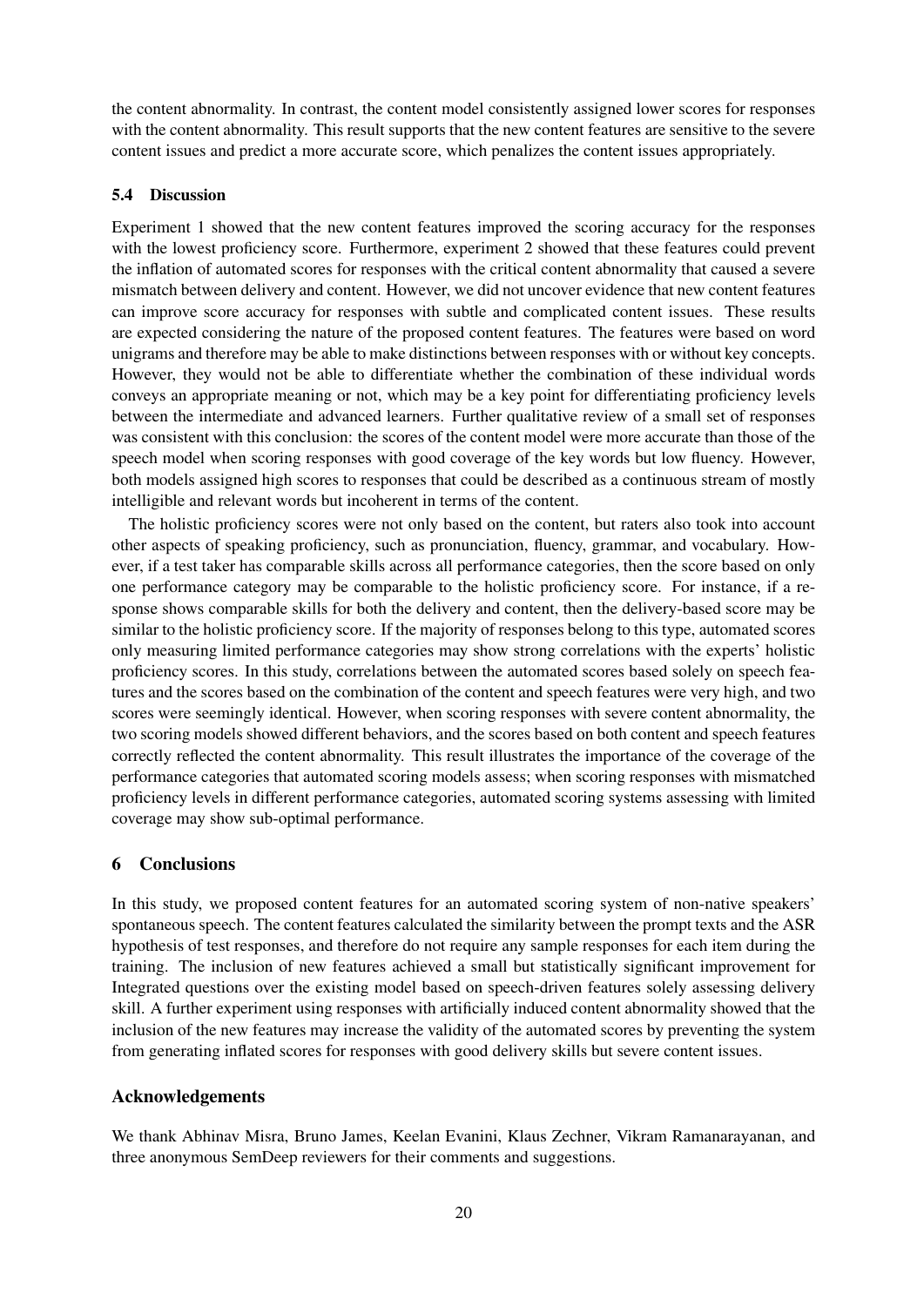the content abnormality. In contrast, the content model consistently assigned lower scores for responses with the content abnormality. This result supports that the new content features are sensitive to the severe content issues and predict a more accurate score, which penalizes the content issues appropriately.

### 5.4 Discussion

Experiment 1 showed that the new content features improved the scoring accuracy for the responses with the lowest proficiency score. Furthermore, experiment 2 showed that these features could prevent the inflation of automated scores for responses with the critical content abnormality that caused a severe mismatch between delivery and content. However, we did not uncover evidence that new content features can improve score accuracy for responses with subtle and complicated content issues. These results are expected considering the nature of the proposed content features. The features were based on word unigrams and therefore may be able to make distinctions between responses with or without key concepts. However, they would not be able to differentiate whether the combination of these individual words conveys an appropriate meaning or not, which may be a key point for differentiating proficiency levels between the intermediate and advanced learners. Further qualitative review of a small set of responses was consistent with this conclusion: the scores of the content model were more accurate than those of the speech model when scoring responses with good coverage of the key words but low fluency. However, both models assigned high scores to responses that could be described as a continuous stream of mostly intelligible and relevant words but incoherent in terms of the content.

The holistic proficiency scores were not only based on the content, but raters also took into account other aspects of speaking proficiency, such as pronunciation, fluency, grammar, and vocabulary. However, if a test taker has comparable skills across all performance categories, then the score based on only one performance category may be comparable to the holistic proficiency score. For instance, if a response shows comparable skills for both the delivery and content, then the delivery-based score may be similar to the holistic proficiency score. If the majority of responses belong to this type, automated scores only measuring limited performance categories may show strong correlations with the experts' holistic proficiency scores. In this study, correlations between the automated scores based solely on speech features and the scores based on the combination of the content and speech features were very high, and two scores were seemingly identical. However, when scoring responses with severe content abnormality, the two scoring models showed different behaviors, and the scores based on both content and speech features correctly reflected the content abnormality. This result illustrates the importance of the coverage of the performance categories that automated scoring models assess; when scoring responses with mismatched proficiency levels in different performance categories, automated scoring systems assessing with limited coverage may show sub-optimal performance.

## 6 Conclusions

In this study, we proposed content features for an automated scoring system of non-native speakers' spontaneous speech. The content features calculated the similarity between the prompt texts and the ASR hypothesis of test responses, and therefore do not require any sample responses for each item during the training. The inclusion of new features achieved a small but statistically significant improvement for Integrated questions over the existing model based on speech-driven features solely assessing delivery skill. A further experiment using responses with artificially induced content abnormality showed that the inclusion of the new features may increase the validity of the automated scores by preventing the system from generating inflated scores for responses with good delivery skills but severe content issues.

## Acknowledgements

We thank Abhinav Misra, Bruno James, Keelan Evanini, Klaus Zechner, Vikram Ramanarayanan, and three anonymous SemDeep reviewers for their comments and suggestions.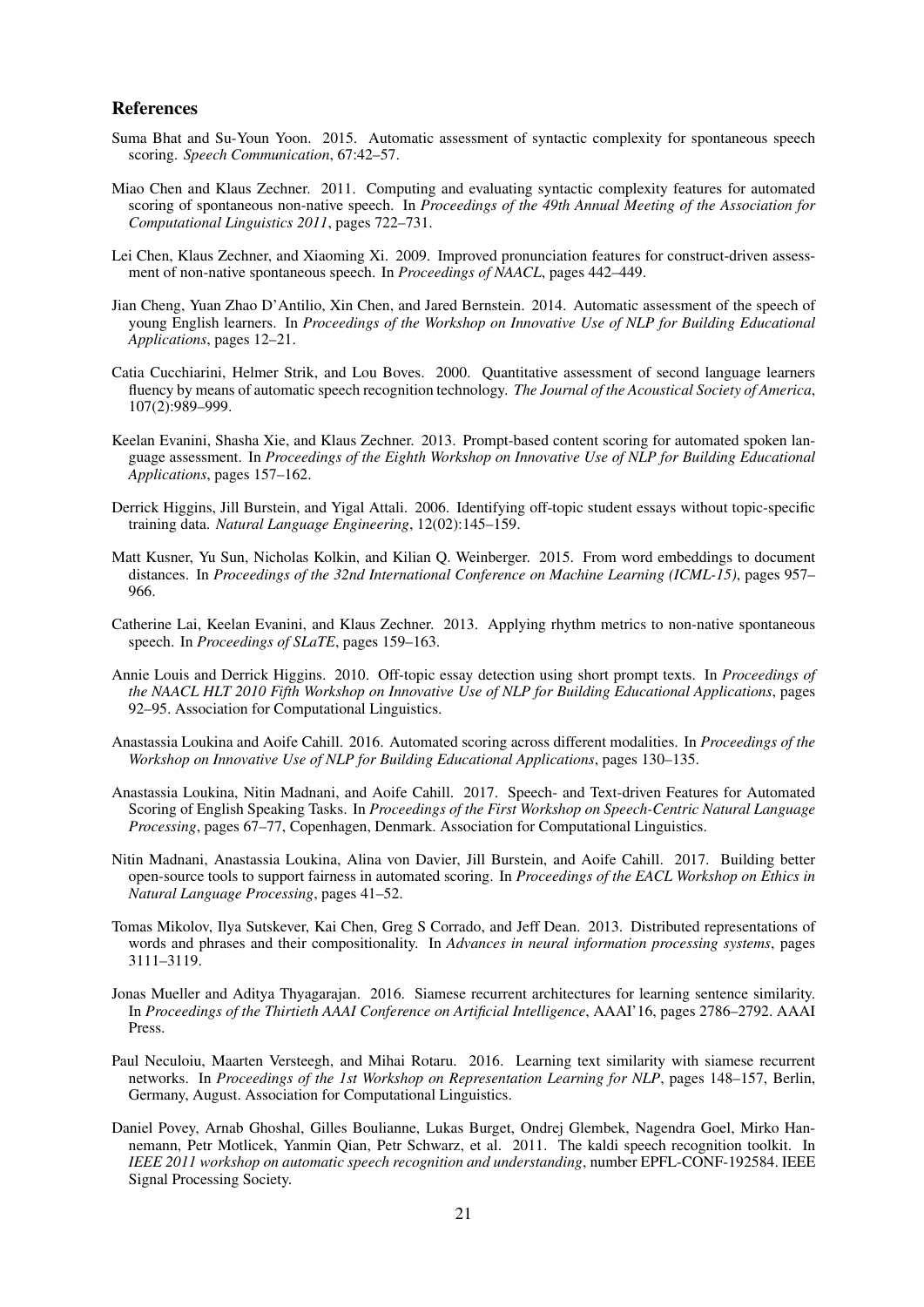## References

Suma Bhat and Su-Youn Yoon. 2015. Automatic assessment of syntactic complexity for spontaneous speech scoring. *Speech Communication*, 67:42–57.

Miao Chen and Klaus Zechner. 2011. Computing and evaluating syntactic complexity features for automated scoring of spontaneous non-native speech. In *Proceedings of the 49th Annual Meeting of the Association for Computational Linguistics 2011*, pages 722–731.

Lei Chen, Klaus Zechner, and Xiaoming Xi. 2009. Improved pronunciation features for construct-driven assessment of non-native spontaneous speech. In *Proceedings of NAACL*, pages 442–449.

Jian Cheng, Yuan Zhao D'Antilio, Xin Chen, and Jared Bernstein. 2014. Automatic assessment of the speech of young English learners. In *Proceedings of the Workshop on Innovative Use of NLP for Building Educational Applications*, pages 12–21.

Catia Cucchiarini, Helmer Strik, and Lou Boves. 2000. Quantitative assessment of second language learners fluency by means of automatic speech recognition technology. *The Journal of the Acoustical Society of America*, 107(2):989–999.

Keelan Evanini, Shasha Xie, and Klaus Zechner. 2013. Prompt-based content scoring for automated spoken language assessment. In *Proceedings of the Eighth Workshop on Innovative Use of NLP for Building Educational Applications*, pages 157–162.

Derrick Higgins, Jill Burstein, and Yigal Attali. 2006. Identifying off-topic student essays without topic-specific training data. *Natural Language Engineering*, 12(02):145–159.

Matt Kusner, Yu Sun, Nicholas Kolkin, and Kilian Q. Weinberger. 2015. From word embeddings to document distances. In *Proceedings of the 32nd International Conference on Machine Learning (ICML-15)*, pages 957–966.

Catherine Lai, Keelan Evanini, and Klaus Zechner. 2013. Applying rhythm metrics to non-native spontaneous speech. In *Proceedings of SLaTE*, pages 159–163.

Annie Louis and Derrick Higgins. 2010. Off-topic essay detection using short prompt texts. In *Proceedings of the NAACL HLT 2010 Fifth Workshop on Innovative Use of NLP for Building Educational Applications*, pages 92–95. Association for Computational Linguistics.

Anastassia Loukina and Aoife Cahill. 2016. Automated scoring across different modalities. In *Proceedings of the Workshop on Innovative Use of NLP for Building Educational Applications*, pages 130–135.

Anastassia Loukina, Nitin Madnani, and Aoife Cahill. 2017. Speech- and Text-driven Features for Automated Scoring of English Speaking Tasks. In *Proceedings of the First Workshop on Speech-Centric Natural Language Processing*, pages 67–77, Copenhagen, Denmark. Association for Computational Linguistics.

Nitin Madnani, Anastassia Loukina, Alina von Davier, Jill Burstein, and Aoife Cahill. 2017. Building better open-source tools to support fairness in automated scoring. In *Proceedings of the EACL Workshop on Ethics in Natural Language Processing*, pages 41–52.

Tomas Mikolov, Ilya Sutskever, Kai Chen, Greg S Corrado, and Jeff Dean. 2013. Distributed representations of words and phrases and their compositionality. In *Advances in neural information processing systems*, pages 3111–3119.

Jonas Mueller and Aditya Thyagarajan. 2016. Siamese recurrent architectures for learning sentence similarity. In *Proceedings of the Thirtieth AAAI Conference on Artificial Intelligence*, AAAI'16, pages 2786–2792. AAAI Press.

Paul Neculoiu, Maarten Versteegh, and Mihai Rotaru. 2016. Learning text similarity with siamese recurrent networks. In *Proceedings of the 1st Workshop on Representation Learning for NLP*, pages 148–157, Berlin, Germany, August. Association for Computational Linguistics.

Daniel Povey, Arnab Ghoshal, Gilles Boulianne, Lukas Burget, Ondrej Glembek, Nagendra Goel, Mirko Hannemann, Petr Motlicek, Yanmin Qian, Petr Schwarz, et al. 2011. The kaldi speech recognition toolkit. In *IEEE 2011 workshop on automatic speech recognition and understanding*, number EPFL-CONF-192584. IEEE Signal Processing Society.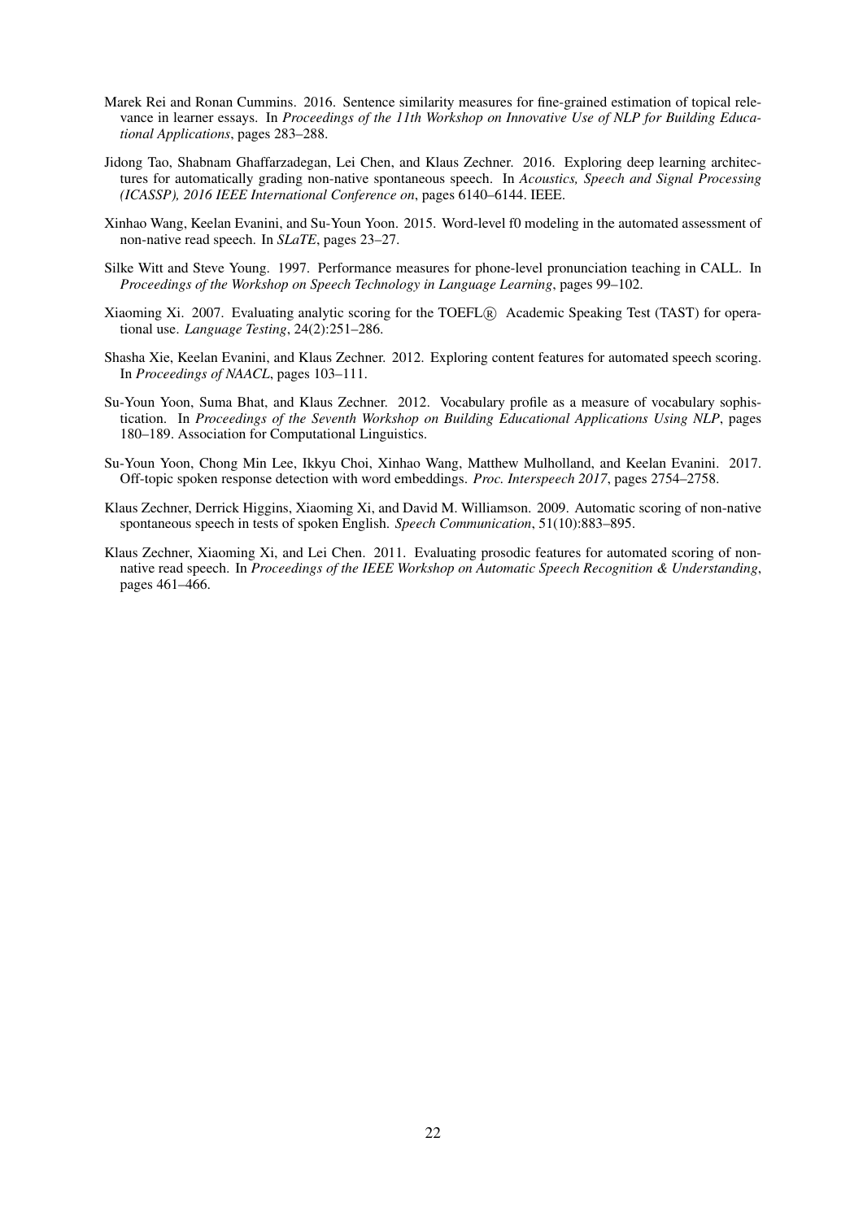Marek Rei and Ronan Cummins. 2016. Sentence similarity measures for fine-grained estimation of topical relevance in learner essays. In *Proceedings of the 11th Workshop on Innovative Use of NLP for Building Educational Applications*, pages 283–288.

Jidong Tao, Shabnam Ghaffarzadegan, Lei Chen, and Klaus Zechner. 2016. Exploring deep learning architectures for automatically grading non-native spontaneous speech. In *Acoustics, Speech and Signal Processing (ICASSP), 2016 IEEE International Conference on*, pages 6140–6144. IEEE.

Xinhao Wang, Keelan Evanini, and Su-Youn Yoon. 2015. Word-level f0 modeling in the automated assessment of non-native read speech. In *SLaTE*, pages 23–27.

Silke Witt and Steve Young. 1997. Performance measures for phone-level pronunciation teaching in CALL. In *Proceedings of the Workshop on Speech Technology in Language Learning*, pages 99–102.

Xiaoming Xi. 2007. Evaluating analytic scoring for the TOEFL® Academic Speaking Test (TAST) for operational use. *Language Testing*, 24(2):251–286.

Shasha Xie, Keelan Evanini, and Klaus Zechner. 2012. Exploring content features for automated speech scoring. In *Proceedings of NAACL*, pages 103–111.

Su-Youn Yoon, Suma Bhat, and Klaus Zechner. 2012. Vocabulary profile as a measure of vocabulary sophistication. In *Proceedings of the Seventh Workshop on Building Educational Applications Using NLP*, pages 180–189. Association for Computational Linguistics.

Su-Youn Yoon, Chong Min Lee, Ikkyu Choi, Xinhao Wang, Matthew Mulholland, and Keelan Evanini. 2017. Off-topic spoken response detection with word embeddings. *Proc. Interspeech 2017*, pages 2754–2758.

Klaus Zechner, Derrick Higgins, Xiaoming Xi, and David M. Williamson. 2009. Automatic scoring of non-native spontaneous speech in tests of spoken English. *Speech Communication*, 51(10):883–895.

Klaus Zechner, Xiaoming Xi, and Lei Chen. 2011. Evaluating prosodic features for automated scoring of non-native read speech. In *Proceedings of the IEEE Workshop on Automatic Speech Recognition & Understanding*, pages 461–466.